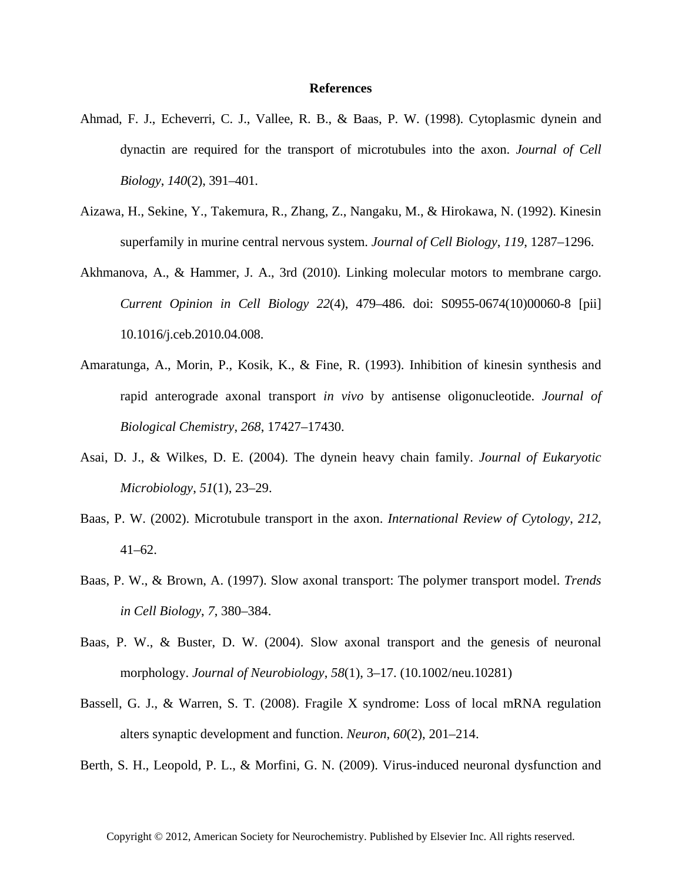# References

Ahmad, F. J., Echeverri, C. J., Vallee, R. B., & Baas, P. W. (1998). Cytoplasmic dynein and dynactin are required for the transport of microtubules into the axon. *Journal of Cell Biology*, *140*(2), 391–401.

Aizawa, H., Sekine, Y., Takemura, R., Zhang, Z., Nangaku, M., & Hirokawa, N. (1992). Kinesin superfamily in murine central nervous system. *Journal of Cell Biology*, *119*, 1287–1296.

Akhmanova, A., & Hammer, J. A., 3rd (2010). Linking molecular motors to membrane cargo. *Current Opinion in Cell Biology 22*(4), 479–486. doi: S0955-0674(10)00060-8 [pii] 10.1016/j.ceb.2010.04.008.

Amaratunga, A., Morin, P., Kosik, K., & Fine, R. (1993). Inhibition of kinesin synthesis and rapid anterograde axonal transport *in vivo* by antisense oligonucleotide. *Journal of Biological Chemistry*, *268*, 17427–17430.

Asai, D. J., & Wilkes, D. E. (2004). The dynein heavy chain family. *Journal of Eukaryotic Microbiology*, *51*(1), 23–29.

Baas, P. W. (2002). Microtubule transport in the axon. *International Review of Cytology, 212*, 41–62.

Baas, P. W., & Brown, A. (1997). Slow axonal transport: The polymer transport model. *Trends in Cell Biology*, *7*, 380–384.

Baas, P. W., & Buster, D. W. (2004). Slow axonal transport and the genesis of neuronal morphology. *Journal of Neurobiology*, *58*(1), 3–17. (10.1002/neu.10281)

Bassell, G. J., & Warren, S. T. (2008). Fragile X syndrome: Loss of local mRNA regulation alters synaptic development and function. *Neuron*, *60*(2), 201–214.

Berth, S. H., Leopold, P. L., & Morfini, G. N. (2009). Virus-induced neuronal dysfunction and

Copyright © 2012, American Society for Neurochemistry. Published by Elsevier Inc. All rights reserved.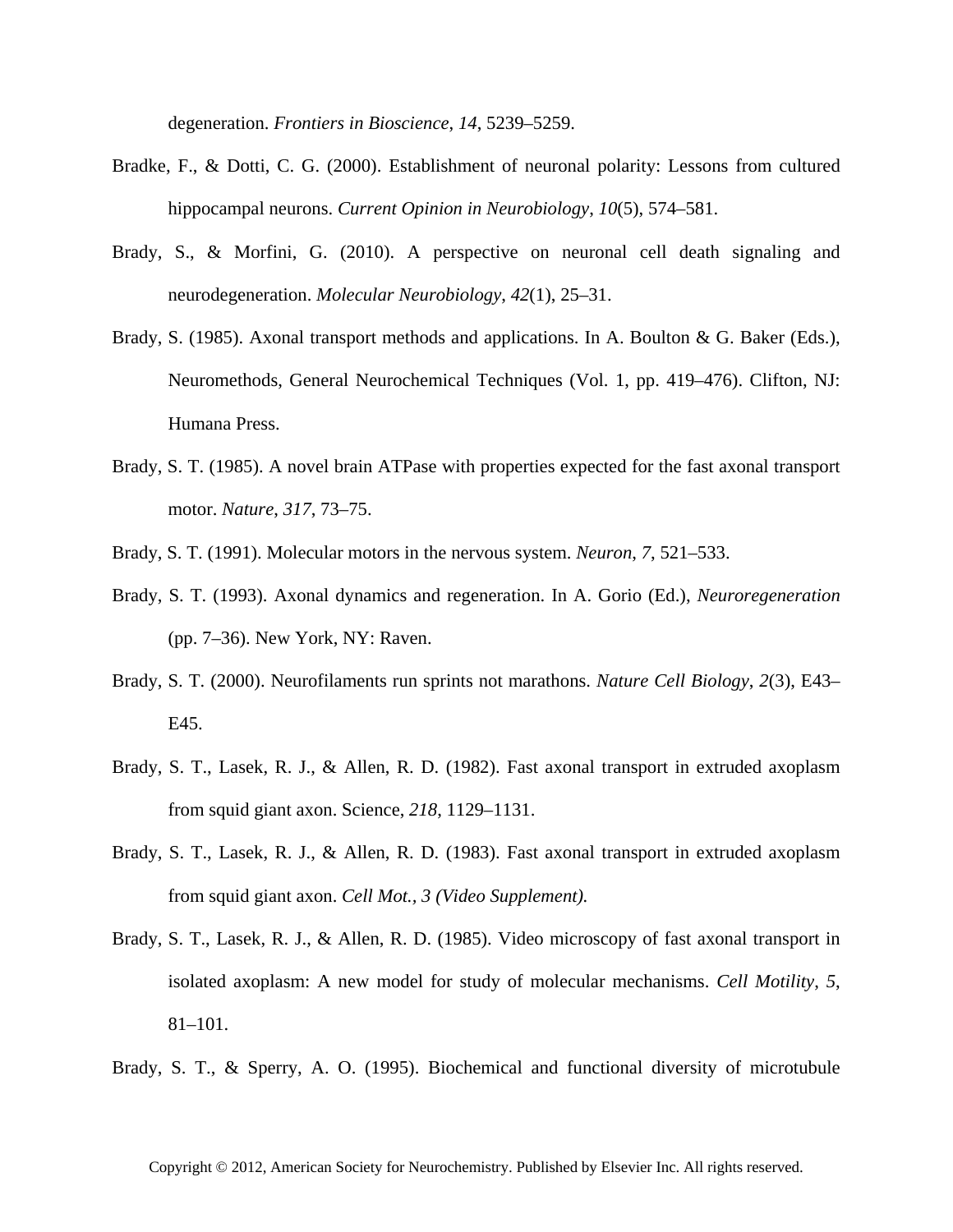degeneration. *Frontiers in Bioscience*, *14*, 5239–5259.

Bradke, F., & Dotti, C. G. (2000). Establishment of neuronal polarity: Lessons from cultured hippocampal neurons. *Current Opinion in Neurobiology*, *10*(5), 574–581.

Brady, S., & Morfini, G. (2010). A perspective on neuronal cell death signaling and neurodegeneration. *Molecular Neurobiology*, *42*(1), 25–31.

Brady, S. (1985). Axonal transport methods and applications. In A. Boulton & G. Baker (Eds.), Neuromethods, General Neurochemical Techniques (Vol. 1, pp. 419–476). Clifton, NJ: Humana Press.

Brady, S. T. (1985). A novel brain ATPase with properties expected for the fast axonal transport motor. *Nature*, *317*, 73–75.

Brady, S. T. (1991). Molecular motors in the nervous system. *Neuron*, *7*, 521–533.

Brady, S. T. (1993). Axonal dynamics and regeneration. In A. Gorio (Ed.), *Neuroregeneration* (pp. 7–36). New York, NY: Raven.

Brady, S. T. (2000). Neurofilaments run sprints not marathons. *Nature Cell Biology*, *2*(3), E43–E45.

Brady, S. T., Lasek, R. J., & Allen, R. D. (1982). Fast axonal transport in extruded axoplasm from squid giant axon. Science, *218*, 1129–1131.

Brady, S. T., Lasek, R. J., & Allen, R. D. (1983). Fast axonal transport in extruded axoplasm from squid giant axon. *Cell Mot., 3 (Video Supplement).*

Brady, S. T., Lasek, R. J., & Allen, R. D. (1985). Video microscopy of fast axonal transport in isolated axoplasm: A new model for study of molecular mechanisms. *Cell Motility*, *5*, 81–101.

Brady, S. T., & Sperry, A. O. (1995). Biochemical and functional diversity of microtubule

Copyright © 2012, American Society for Neurochemistry. Published by Elsevier Inc. All rights reserved.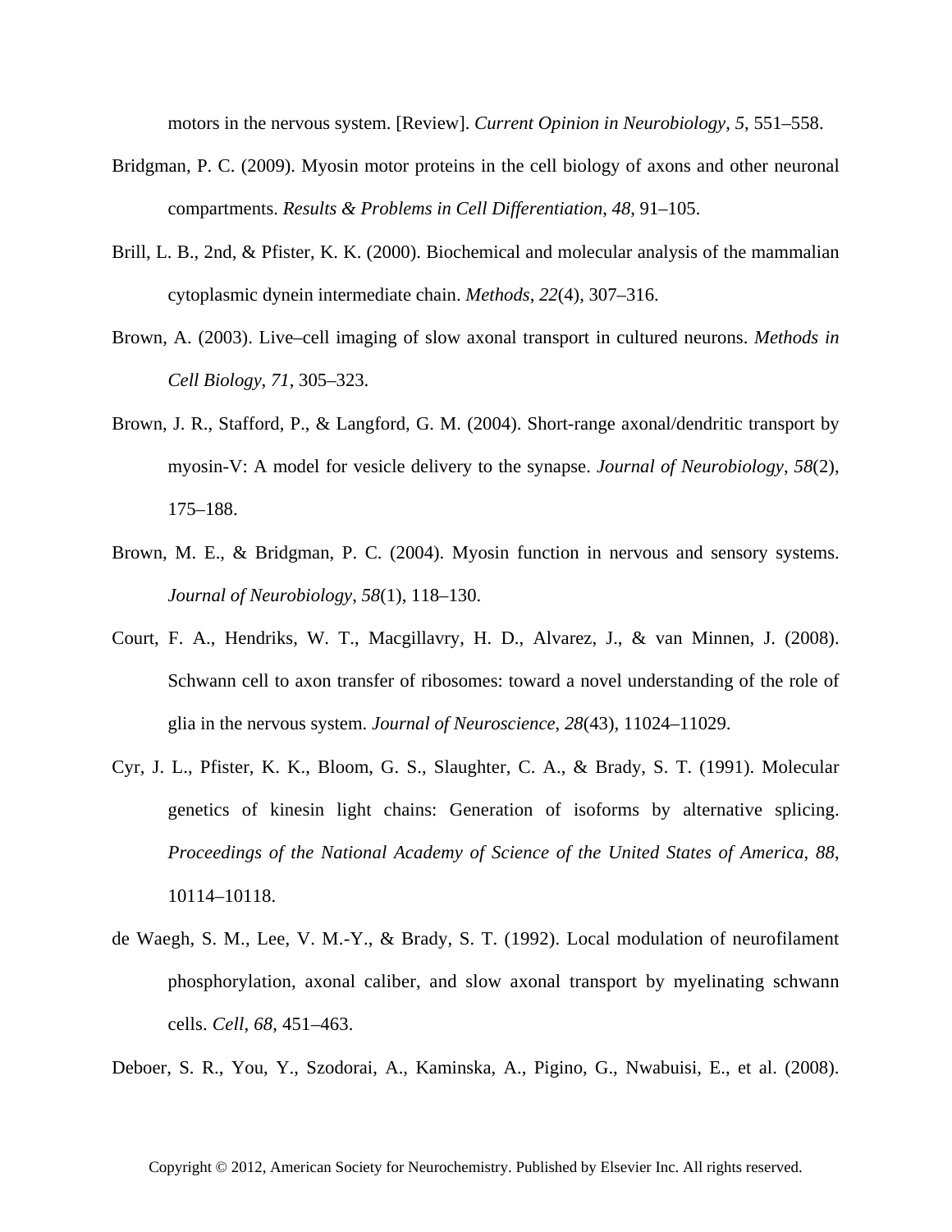motors in the nervous system. [Review]. *Current Opinion in Neurobiology*, *5*, 551–558.

Bridgman, P. C. (2009). Myosin motor proteins in the cell biology of axons and other neuronal compartments. *Results & Problems in Cell Differentiation*, *48*, 91–105.

Brill, L. B., 2nd, & Pfister, K. K. (2000). Biochemical and molecular analysis of the mammalian cytoplasmic dynein intermediate chain. *Methods*, *22*(4), 307–316.

Brown, A. (2003). Live–cell imaging of slow axonal transport in cultured neurons. *Methods in Cell Biology*, *71*, 305–323.

Brown, J. R., Stafford, P., & Langford, G. M. (2004). Short-range axonal/dendritic transport by myosin-V: A model for vesicle delivery to the synapse. *Journal of Neurobiology*, *58*(2), 175–188.

Brown, M. E., & Bridgman, P. C. (2004). Myosin function in nervous and sensory systems. *Journal of Neurobiology*, *58*(1), 118–130.

Court, F. A., Hendriks, W. T., Macgillavry, H. D., Alvarez, J., & van Minnen, J. (2008). Schwann cell to axon transfer of ribosomes: toward a novel understanding of the role of glia in the nervous system. *Journal of Neuroscience*, *28*(43), 11024–11029.

Cyr, J. L., Pfister, K. K., Bloom, G. S., Slaughter, C. A., & Brady, S. T. (1991). Molecular genetics of kinesin light chains: Generation of isoforms by alternative splicing. *Proceedings of the National Academy of Science of the United States of America*, *88*, 10114–10118.

de Waegh, S. M., Lee, V. M.-Y., & Brady, S. T. (1992). Local modulation of neurofilament phosphorylation, axonal caliber, and slow axonal transport by myelinating schwann cells. *Cell*, *68*, 451–463.

Deboer, S. R., You, Y., Szodorai, A., Kaminska, A., Pigino, G., Nwabuisi, E., et al. (2008).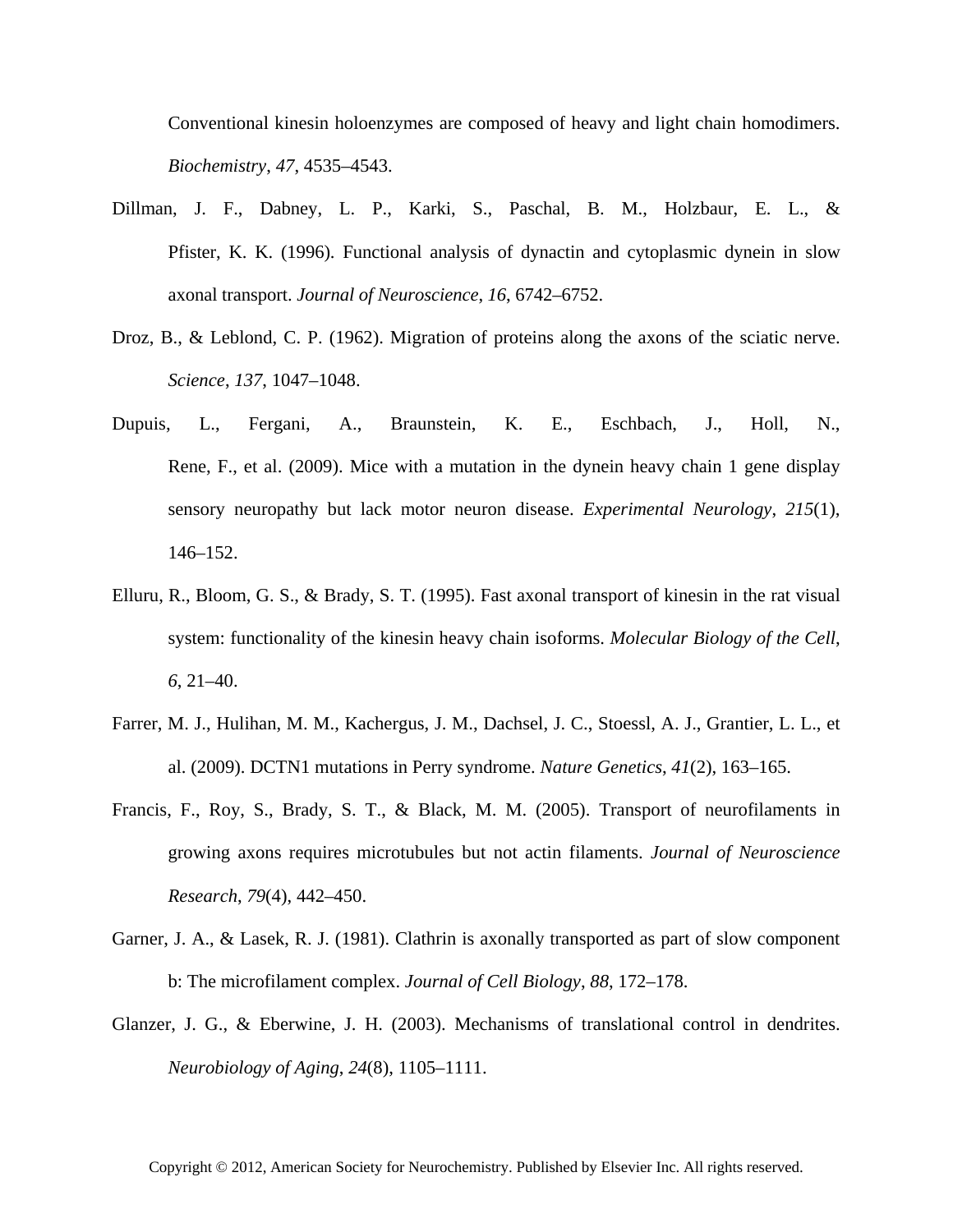Conventional kinesin holoenzymes are composed of heavy and light chain homodimers. *Biochemistry*, *47*, 4535–4543.

Dillman, J. F., Dabney, L. P., Karki, S., Paschal, B. M., Holzbaur, E. L., & Pfister, K. K. (1996). Functional analysis of dynactin and cytoplasmic dynein in slow axonal transport. *Journal of Neuroscience*, *16*, 6742–6752.

Droz, B., & Leblond, C. P. (1962). Migration of proteins along the axons of the sciatic nerve. *Science*, *137*, 1047–1048.

Dupuis, L., Fergani, A., Braunstein, K. E., Eschbach, J., Holl, N., Rene, F., et al. (2009). Mice with a mutation in the dynein heavy chain 1 gene display sensory neuropathy but lack motor neuron disease. *Experimental Neurology*, *215*(1), 146–152.

Elluru, R., Bloom, G. S., & Brady, S. T. (1995). Fast axonal transport of kinesin in the rat visual system: functionality of the kinesin heavy chain isoforms. *Molecular Biology of the Cell*, *6*, 21–40.

Farrer, M. J., Hulihan, M. M., Kachergus, J. M., Dachsel, J. C., Stoessl, A. J., Grantier, L. L., et al. (2009). DCTN1 mutations in Perry syndrome. *Nature Genetics*, *41*(2), 163–165.

Francis, F., Roy, S., Brady, S. T., & Black, M. M. (2005). Transport of neurofilaments in growing axons requires microtubules but not actin filaments. *Journal of Neuroscience Research*, *79*(4), 442–450.

Garner, J. A., & Lasek, R. J. (1981). Clathrin is axonally transported as part of slow component b: The microfilament complex. *Journal of Cell Biology*, *88*, 172–178.

Glanzer, J. G., & Eberwine, J. H. (2003). Mechanisms of translational control in dendrites. *Neurobiology of Aging*, *24*(8), 1105–1111.

Copyright © 2012, American Society for Neurochemistry. Published by Elsevier Inc. All rights reserved.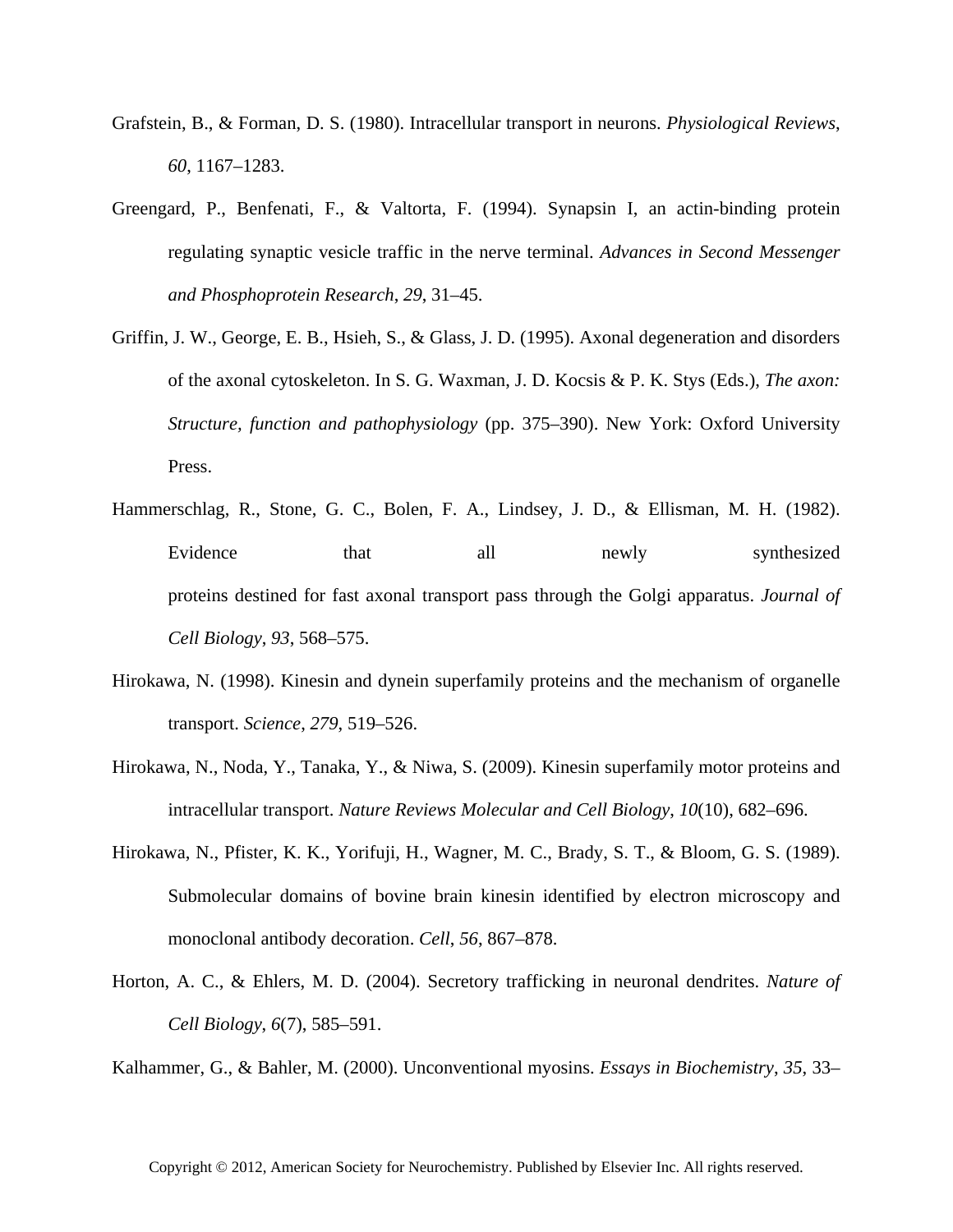Grafstein, B., & Forman, D. S. (1980). Intracellular transport in neurons. *Physiological Reviews*, *60*, 1167–1283.

Greengard, P., Benfenati, F., & Valtorta, F. (1994). Synapsin I, an actin-binding protein regulating synaptic vesicle traffic in the nerve terminal. *Advances in Second Messenger and Phosphoprotein Research*, *29*, 31–45.

Griffin, J. W., George, E. B., Hsieh, S., & Glass, J. D. (1995). Axonal degeneration and disorders of the axonal cytoskeleton. In S. G. Waxman, J. D. Kocsis & P. K. Stys (Eds.), *The axon: Structure, function and pathophysiology* (pp. 375–390). New York: Oxford University Press.

Hammerschlag, R., Stone, G. C., Bolen, F. A., Lindsey, J. D., & Ellisman, M. H. (1982). Evidence that all newly synthesized proteins destined for fast axonal transport pass through the Golgi apparatus. *Journal of Cell Biology*, *93*, 568–575.

Hirokawa, N. (1998). Kinesin and dynein superfamily proteins and the mechanism of organelle transport. *Science*, *279*, 519–526.

Hirokawa, N., Noda, Y., Tanaka, Y., & Niwa, S. (2009). Kinesin superfamily motor proteins and intracellular transport. *Nature Reviews Molecular and Cell Biology*, *10*(10), 682–696.

Hirokawa, N., Pfister, K. K., Yorifuji, H., Wagner, M. C., Brady, S. T., & Bloom, G. S. (1989). Submolecular domains of bovine brain kinesin identified by electron microscopy and monoclonal antibody decoration. *Cell*, *56*, 867–878.

Horton, A. C., & Ehlers, M. D. (2004). Secretory trafficking in neuronal dendrites. *Nature of Cell Biology*, *6*(7), 585–591.

Kalhammer, G., & Bahler, M. (2000). Unconventional myosins. *Essays in Biochemistry*, *35*, 33–

Copyright © 2012, American Society for Neurochemistry. Published by Elsevier Inc. All rights reserved.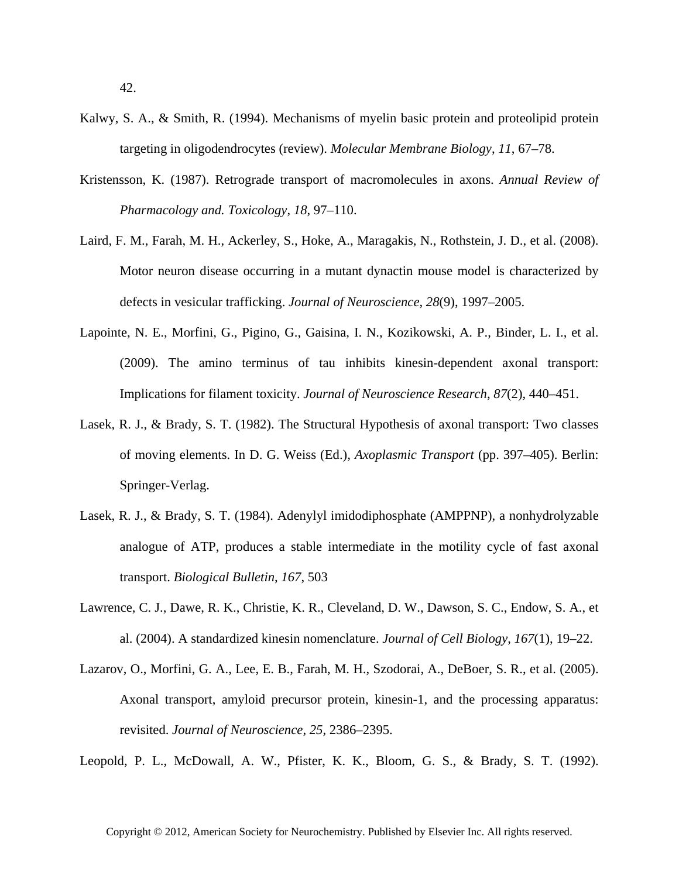42.

Kalwy, S. A., & Smith, R. (1994). Mechanisms of myelin basic protein and proteolipid protein targeting in oligodendrocytes (review). *Molecular Membrane Biology*, *11*, 67–78.

Kristensson, K. (1987). Retrograde transport of macromolecules in axons. *Annual Review of Pharmacology and. Toxicology*, *18*, 97–110.

Laird, F. M., Farah, M. H., Ackerley, S., Hoke, A., Maragakis, N., Rothstein, J. D., et al. (2008). Motor neuron disease occurring in a mutant dynactin mouse model is characterized by defects in vesicular trafficking. *Journal of Neuroscience*, *28*(9), 1997–2005.

Lapointe, N. E., Morfini, G., Pigino, G., Gaisina, I. N., Kozikowski, A. P., Binder, L. I., et al. (2009). The amino terminus of tau inhibits kinesin-dependent axonal transport: Implications for filament toxicity. *Journal of Neuroscience Research*, *87*(2), 440–451.

Lasek, R. J., & Brady, S. T. (1982). The Structural Hypothesis of axonal transport: Two classes of moving elements. In D. G. Weiss (Ed.), *Axoplasmic Transport* (pp. 397–405). Berlin: Springer-Verlag.

Lasek, R. J., & Brady, S. T. (1984). Adenylyl imidodiphosphate (AMPPNP), a nonhydrolyzable analogue of ATP, produces a stable intermediate in the motility cycle of fast axonal transport. *Biological Bulletin*, *167*, 503

Lawrence, C. J., Dawe, R. K., Christie, K. R., Cleveland, D. W., Dawson, S. C., Endow, S. A., et al. (2004). A standardized kinesin nomenclature. *Journal of Cell Biology*, *167*(1), 19–22.

Lazarov, O., Morfini, G. A., Lee, E. B., Farah, M. H., Szodorai, A., DeBoer, S. R., et al. (2005). Axonal transport, amyloid precursor protein, kinesin-1, and the processing apparatus: revisited. *Journal of Neuroscience*, *25*, 2386–2395.

Leopold, P. L., McDowall, A. W., Pfister, K. K., Bloom, G. S., & Brady, S. T. (1992).

Copyright © 2012, American Society for Neurochemistry. Published by Elsevier Inc. All rights reserved.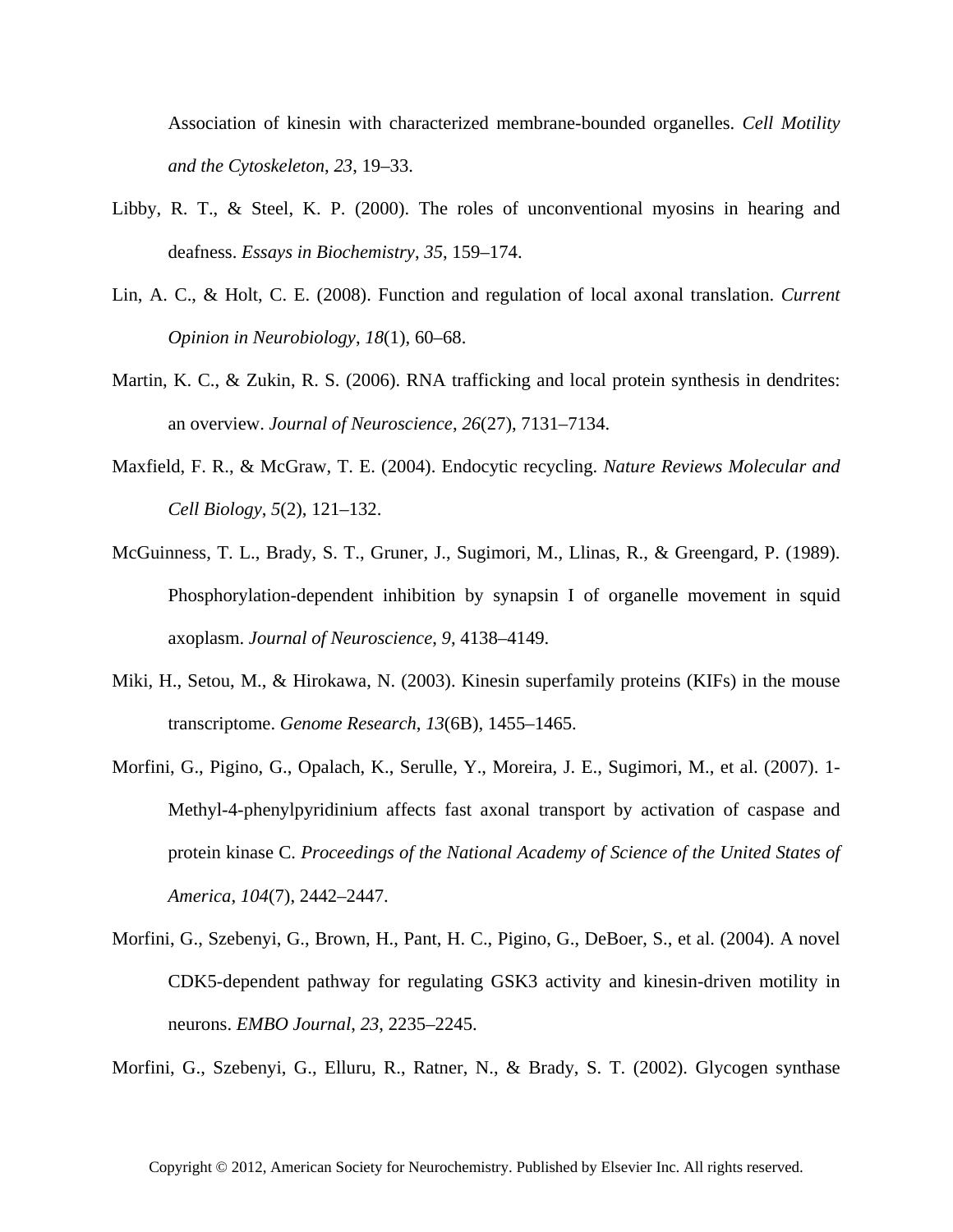Association of kinesin with characterized membrane-bounded organelles. *Cell Motility and the Cytoskeleton*, *23*, 19–33.

Libby, R. T., & Steel, K. P. (2000). The roles of unconventional myosins in hearing and deafness. *Essays in Biochemistry*, *35*, 159–174.

Lin, A. C., & Holt, C. E. (2008). Function and regulation of local axonal translation. *Current Opinion in Neurobiology*, *18*(1), 60–68.

Martin, K. C., & Zukin, R. S. (2006). RNA trafficking and local protein synthesis in dendrites: an overview. *Journal of Neuroscience*, *26*(27), 7131–7134.

Maxfield, F. R., & McGraw, T. E. (2004). Endocytic recycling. *Nature Reviews Molecular and Cell Biology*, *5*(2), 121–132.

McGuinness, T. L., Brady, S. T., Gruner, J., Sugimori, M., Llinas, R., & Greengard, P. (1989). Phosphorylation-dependent inhibition by synapsin I of organelle movement in squid axoplasm. *Journal of Neuroscience*, *9*, 4138–4149.

Miki, H., Setou, M., & Hirokawa, N. (2003). Kinesin superfamily proteins (KIFs) in the mouse transcriptome. *Genome Research*, *13*(6B), 1455–1465.

Morfini, G., Pigino, G., Opalach, K., Serulle, Y., Moreira, J. E., Sugimori, M., et al. (2007). 1-Methyl-4-phenylpyridinium affects fast axonal transport by activation of caspase and protein kinase C. *Proceedings of the National Academy of Science of the United States of America*, *104*(7), 2442–2447.

Morfini, G., Szebenyi, G., Brown, H., Pant, H. C., Pigino, G., DeBoer, S., et al. (2004). A novel CDK5-dependent pathway for regulating GSK3 activity and kinesin-driven motility in neurons. *EMBO Journal*, *23*, 2235–2245.

Morfini, G., Szebenyi, G., Elluru, R., Ratner, N., & Brady, S. T. (2002). Glycogen synthase

Copyright © 2012, American Society for Neurochemistry. Published by Elsevier Inc. All rights reserved.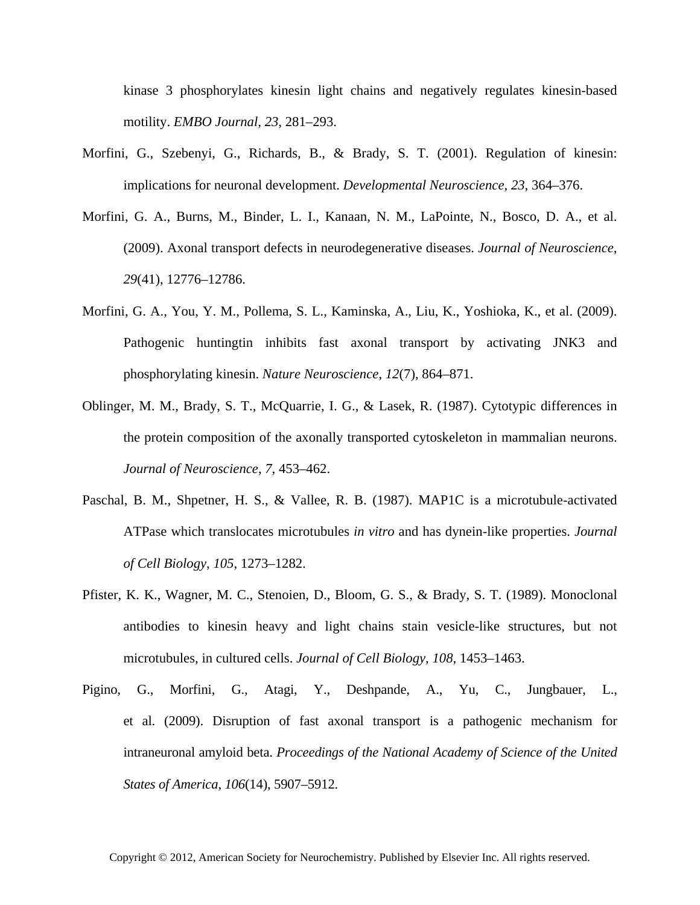kinase 3 phosphorylates kinesin light chains and negatively regulates kinesin-based motility. *EMBO Journal*, *23*, 281–293.

Morfini, G., Szebenyi, G., Richards, B., & Brady, S. T. (2001). Regulation of kinesin: implications for neuronal development. *Developmental Neuroscience*, *23*, 364–376.

Morfini, G. A., Burns, M., Binder, L. I., Kanaan, N. M., LaPointe, N., Bosco, D. A., et al. (2009). Axonal transport defects in neurodegenerative diseases. *Journal of Neuroscience*, *29*(41), 12776–12786.

Morfini, G. A., You, Y. M., Pollema, S. L., Kaminska, A., Liu, K., Yoshioka, K., et al. (2009). Pathogenic huntingtin inhibits fast axonal transport by activating JNK3 and phosphorylating kinesin. *Nature Neuroscience*, *12*(7), 864–871.

Oblinger, M. M., Brady, S. T., McQuarrie, I. G., & Lasek, R. (1987). Cytotypic differences in the protein composition of the axonally transported cytoskeleton in mammalian neurons. *Journal of Neuroscience*, *7*, 453–462.

Paschal, B. M., Shpetner, H. S., & Vallee, R. B. (1987). MAP1C is a microtubule-activated ATPase which translocates microtubules *in vitro* and has dynein-like properties. *Journal of Cell Biology*, *105*, 1273–1282.

Pfister, K. K., Wagner, M. C., Stenoien, D., Bloom, G. S., & Brady, S. T. (1989). Monoclonal antibodies to kinesin heavy and light chains stain vesicle-like structures, but not microtubules, in cultured cells. *Journal of Cell Biology*, *108*, 1453–1463.

Pigino, G., Morfini, G., Atagi, Y., Deshpande, A., Yu, C., Jungbauer, L., et al. (2009). Disruption of fast axonal transport is a pathogenic mechanism for intraneuronal amyloid beta. *Proceedings of the National Academy of Science of the United States of America*, *106*(14), 5907–5912.

Copyright © 2012, American Society for Neurochemistry. Published by Elsevier Inc. All rights reserved.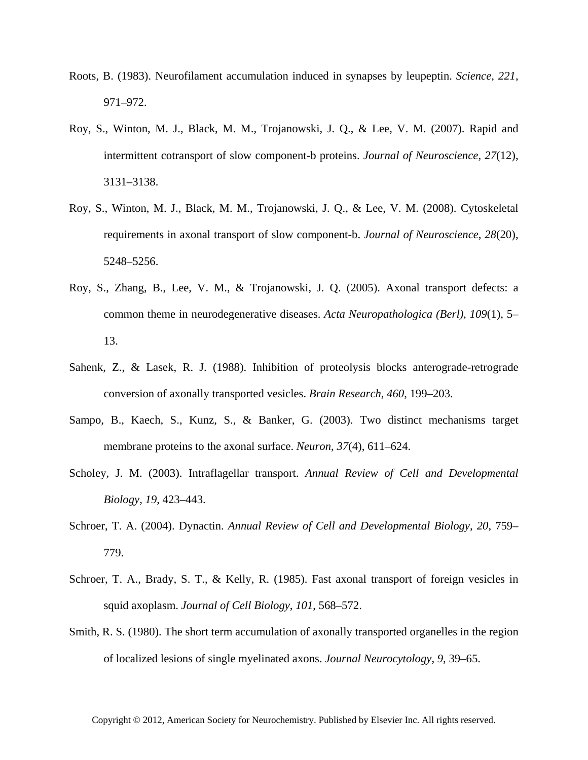Roots, B. (1983). Neurofilament accumulation induced in synapses by leupeptin. *Science*, *221*, 971–972.

Roy, S., Winton, M. J., Black, M. M., Trojanowski, J. Q., & Lee, V. M. (2007). Rapid and intermittent cotransport of slow component-b proteins. *Journal of Neuroscience*, *27*(12), 3131–3138.

Roy, S., Winton, M. J., Black, M. M., Trojanowski, J. Q., & Lee, V. M. (2008). Cytoskeletal requirements in axonal transport of slow component-b. *Journal of Neuroscience*, *28*(20), 5248–5256.

Roy, S., Zhang, B., Lee, V. M., & Trojanowski, J. Q. (2005). Axonal transport defects: a common theme in neurodegenerative diseases. *Acta Neuropathologica (Berl)*, *109*(1), 5–13.

Sahenk, Z., & Lasek, R. J. (1988). Inhibition of proteolysis blocks anterograde-retrograde conversion of axonally transported vesicles. *Brain Research*, *460*, 199–203.

Sampo, B., Kaech, S., Kunz, S., & Banker, G. (2003). Two distinct mechanisms target membrane proteins to the axonal surface. *Neuron*, *37*(4), 611–624.

Scholey, J. M. (2003). Intraflagellar transport. *Annual Review of Cell and Developmental Biology*, *19*, 423–443.

Schroer, T. A. (2004). Dynactin. *Annual Review of Cell and Developmental Biology*, *20*, 759–779.

Schroer, T. A., Brady, S. T., & Kelly, R. (1985). Fast axonal transport of foreign vesicles in squid axoplasm. *Journal of Cell Biology*, *101*, 568–572.

Smith, R. S. (1980). The short term accumulation of axonally transported organelles in the region of localized lesions of single myelinated axons. *Journal Neurocytology*, *9*, 39–65.

Copyright © 2012, American Society for Neurochemistry. Published by Elsevier Inc. All rights reserved.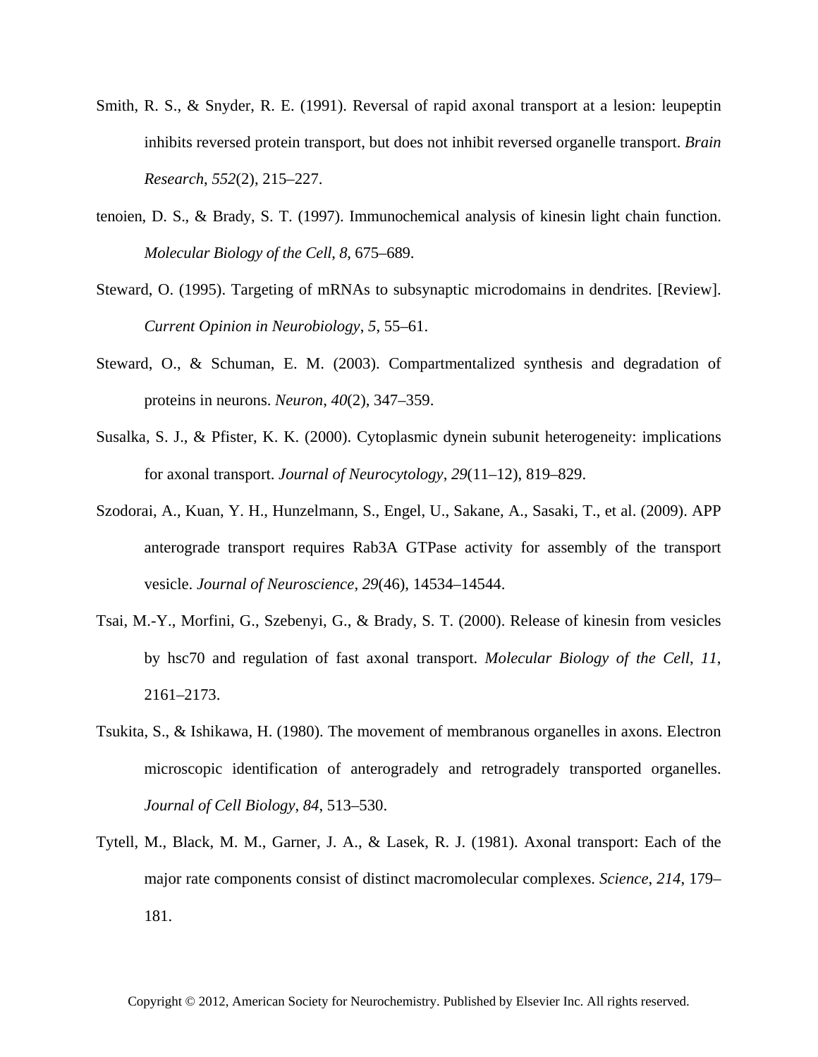Smith, R. S., & Snyder, R. E. (1991). Reversal of rapid axonal transport at a lesion: leupeptin inhibits reversed protein transport, but does not inhibit reversed organelle transport. *Brain Research*, *552*(2), 215–227.

tenoien, D. S., & Brady, S. T. (1997). Immunochemical analysis of kinesin light chain function. *Molecular Biology of the Cell*, *8*, 675–689.

Steward, O. (1995). Targeting of mRNAs to subsynaptic microdomains in dendrites. [Review]. *Current Opinion in Neurobiology*, *5*, 55–61.

Steward, O., & Schuman, E. M. (2003). Compartmentalized synthesis and degradation of proteins in neurons. *Neuron*, *40*(2), 347–359.

Susalka, S. J., & Pfister, K. K. (2000). Cytoplasmic dynein subunit heterogeneity: implications for axonal transport. *Journal of Neurocytology*, *29*(11–12), 819–829.

Szodorai, A., Kuan, Y. H., Hunzelmann, S., Engel, U., Sakane, A., Sasaki, T., et al. (2009). APP anterograde transport requires Rab3A GTPase activity for assembly of the transport vesicle. *Journal of Neuroscience*, *29*(46), 14534–14544.

Tsai, M.-Y., Morfini, G., Szebenyi, G., & Brady, S. T. (2000). Release of kinesin from vesicles by hsc70 and regulation of fast axonal transport. *Molecular Biology of the Cell*, *11*, 2161–2173.

Tsukita, S., & Ishikawa, H. (1980). The movement of membranous organelles in axons. Electron microscopic identification of anterogradely and retrogradely transported organelles. *Journal of Cell Biology*, *84*, 513–530.

Tytell, M., Black, M. M., Garner, J. A., & Lasek, R. J. (1981). Axonal transport: Each of the major rate components consist of distinct macromolecular complexes. *Science*, *214*, 179–181.

Copyright © 2012, American Society for Neurochemistry. Published by Elsevier Inc. All rights reserved.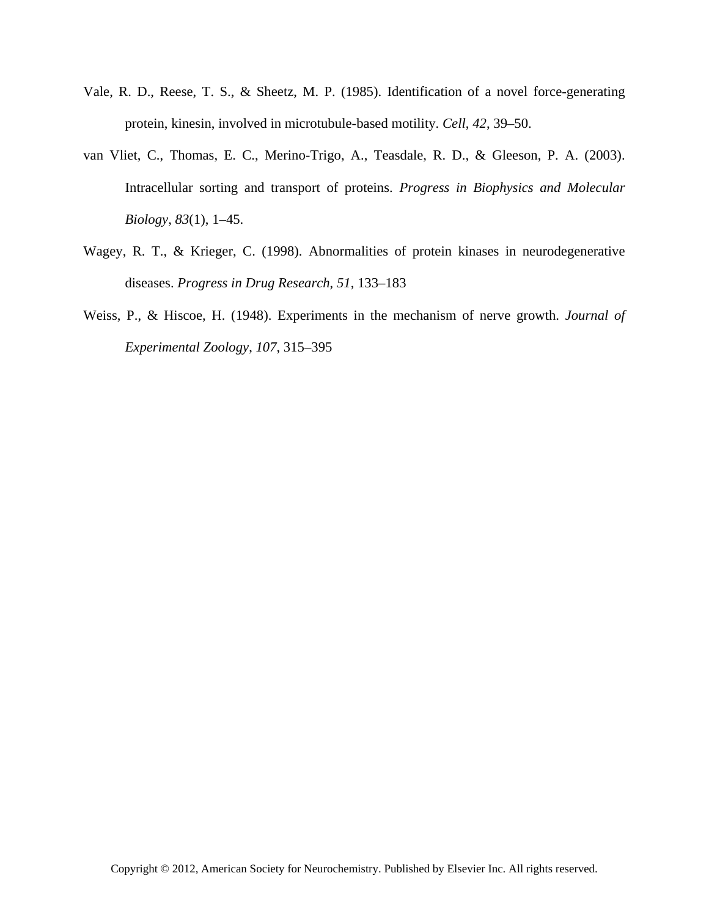Vale, R. D., Reese, T. S., & Sheetz, M. P. (1985). Identification of a novel force-generating protein, kinesin, involved in microtubule-based motility. *Cell*, *42*, 39–50.

van Vliet, C., Thomas, E. C., Merino-Trigo, A., Teasdale, R. D., & Gleeson, P. A. (2003). Intracellular sorting and transport of proteins. *Progress in Biophysics and Molecular Biology*, *83*(1), 1–45.

Wagey, R. T., & Krieger, C. (1998). Abnormalities of protein kinases in neurodegenerative diseases. *Progress in Drug Research*, *51*, 133–183

Weiss, P., & Hiscoe, H. (1948). Experiments in the mechanism of nerve growth. *Journal of Experimental Zoology, 107,* 315–395

Copyright © 2012, American Society for Neurochemistry. Published by Elsevier Inc. All rights reserved.